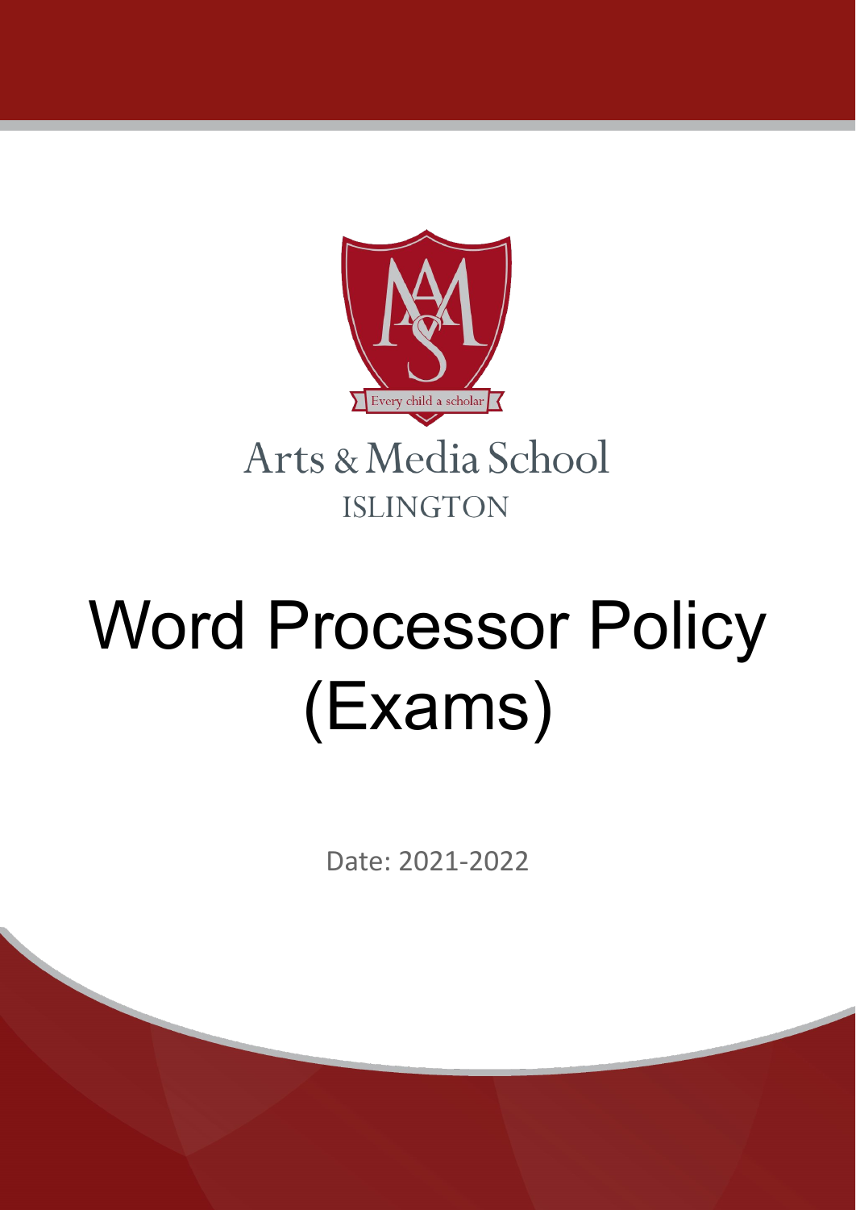Every child a scholar

Arts & Media School

ISLINGTON

# Word Processor Policy (Exams)

Date: 2021-2022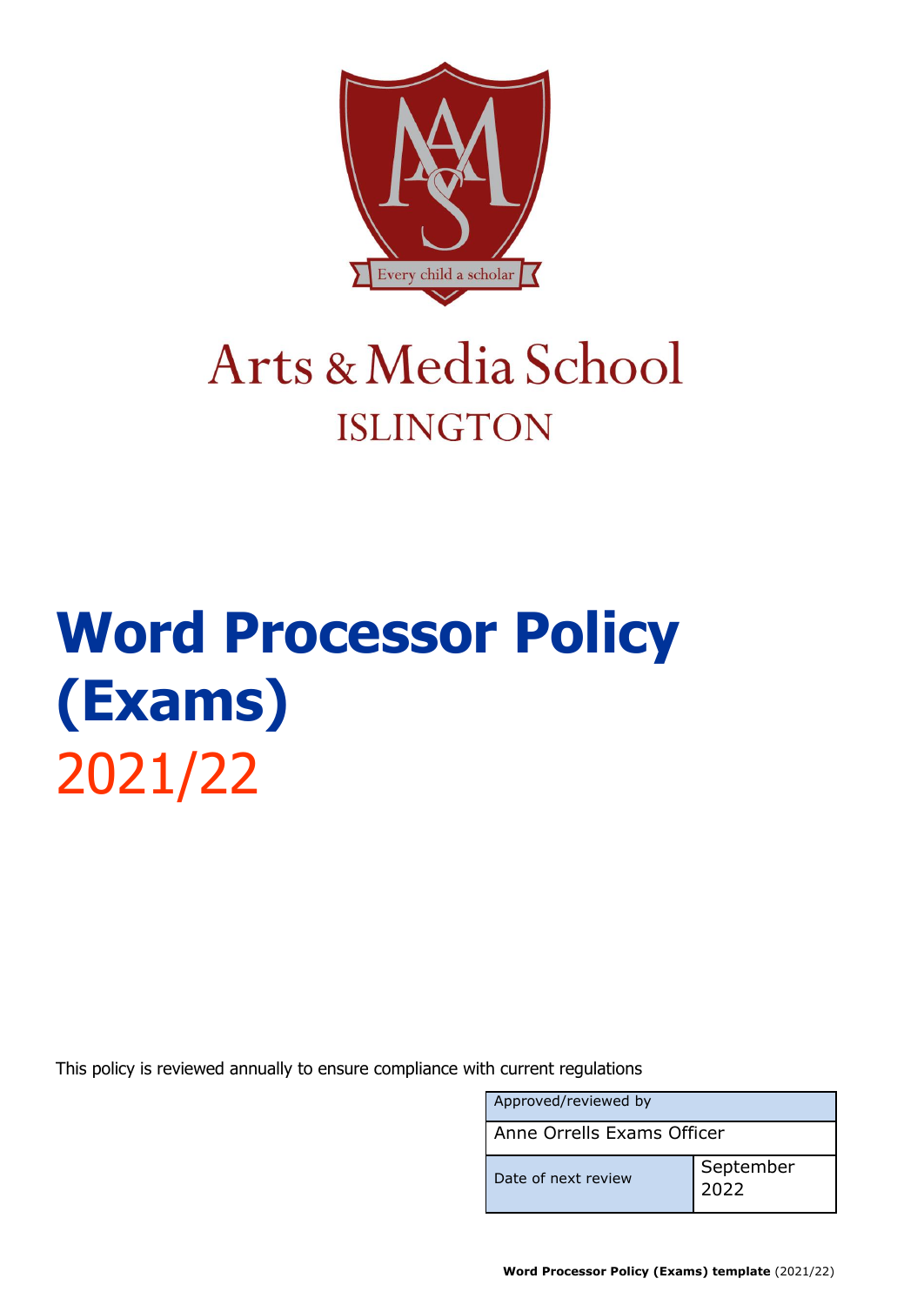Arts & Media School

ISLINGTON

# Word Processor Policy (Exams)

2021/22

This policy is reviewed annually to ensure compliance with current regulations

| Approved/reviewed by | |
|---|---|
| Anne Orrells Exams Officer | |
| Date of next review | September 2022 |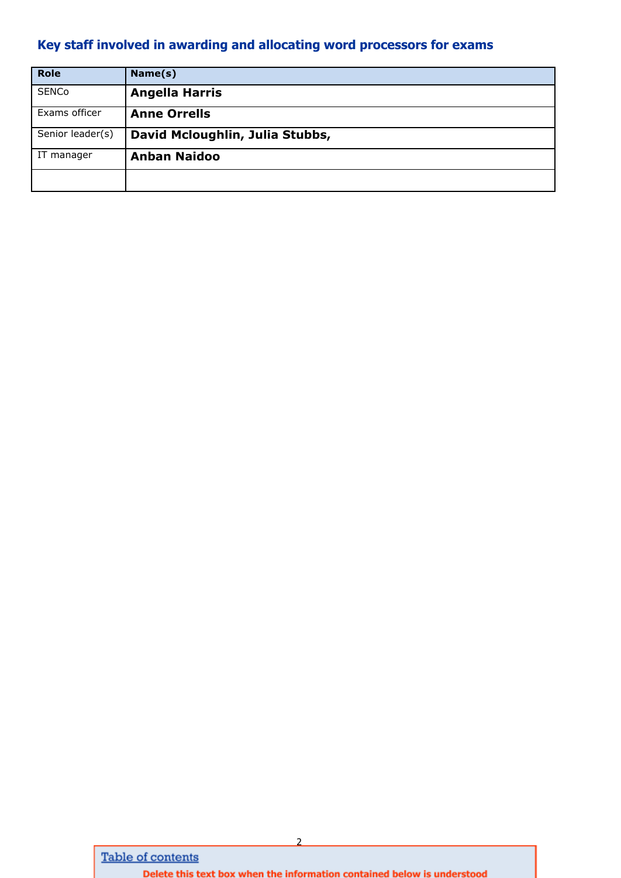## Key staff involved in awarding and allocating word processors for exams

| Role | Name(s) |
|---|---|
| SENCo | **Angella Harris** |
| Exams officer | **Anne Orrells** |
| Senior leader(s) | **David Mcloughlin, Julia Stubbs,** |
| IT manager | **Anban Naidoo** |
| | |

Table of contents

**Delete this text box when the information contained below is understood**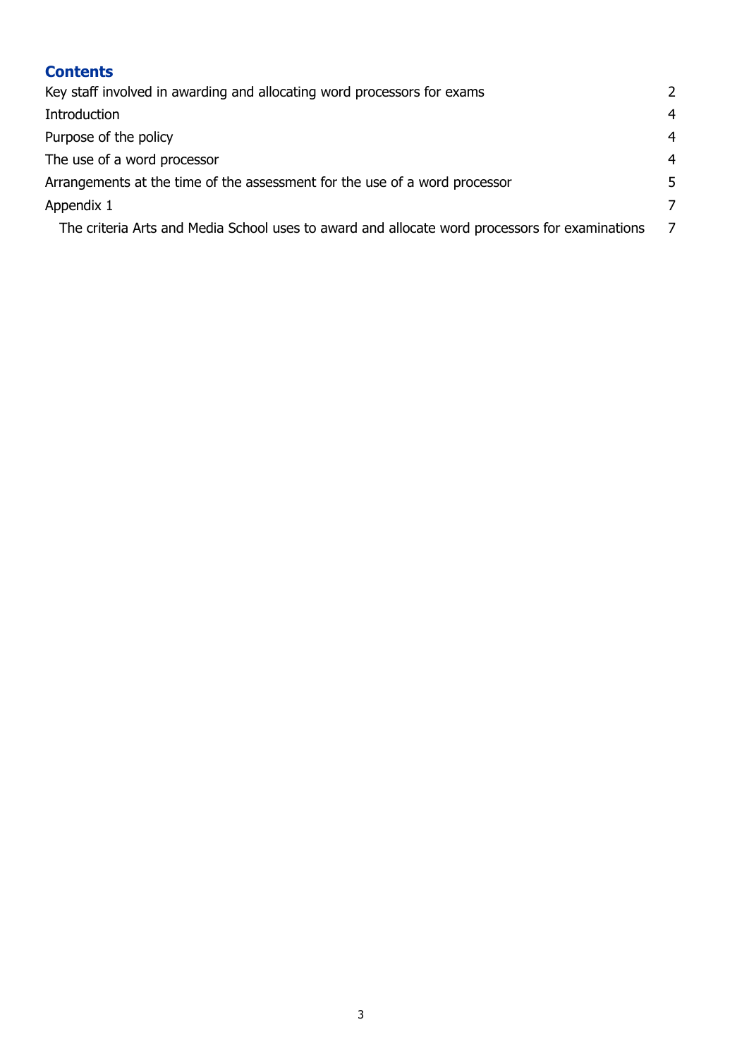## Contents

Key staff involved in awarding and allocating word processors for exams 2

Introduction 4

Purpose of the policy 4

The use of a word processor 4

Arrangements at the time of the assessment for the use of a word processor 5

Appendix 1 7

- The criteria Arts and Media School uses to award and allocate word processors for examinations 7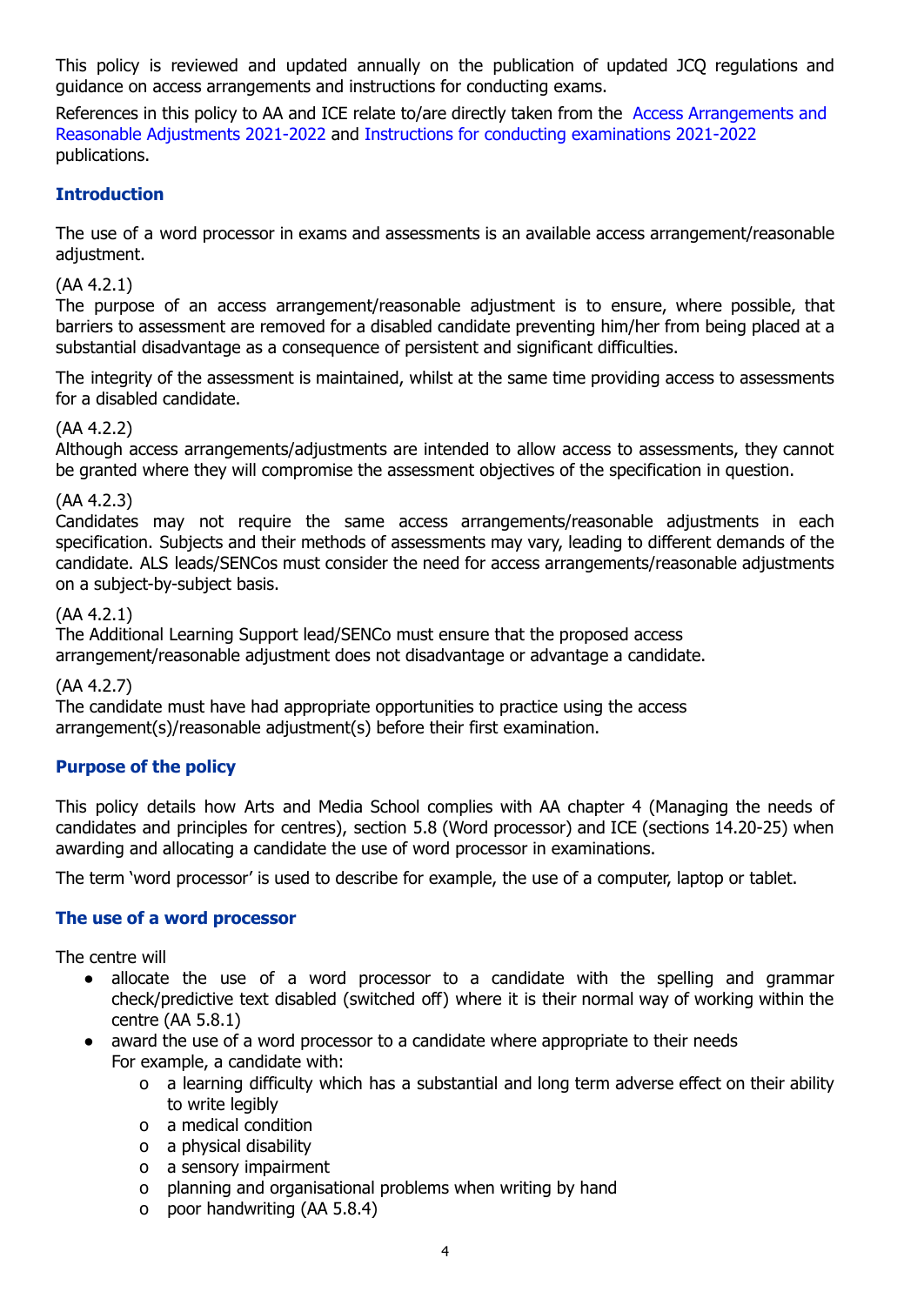This policy is reviewed and updated annually on the publication of updated JCQ regulations and guidance on access arrangements and instructions for conducting exams.

References in this policy to AA and ICE relate to/are directly taken from the Access Arrangements and Reasonable Adjustments 2021-2022 and Instructions for conducting examinations 2021-2022 publications.

## Introduction

The use of a word processor in exams and assessments is an available access arrangement/reasonable adjustment.

(AA 4.2.1)
The purpose of an access arrangement/reasonable adjustment is to ensure, where possible, that barriers to assessment are removed for a disabled candidate preventing him/her from being placed at a substantial disadvantage as a consequence of persistent and significant difficulties.

The integrity of the assessment is maintained, whilst at the same time providing access to assessments for a disabled candidate.

(AA 4.2.2)
Although access arrangements/adjustments are intended to allow access to assessments, they cannot be granted where they will compromise the assessment objectives of the specification in question.

(AA 4.2.3)
Candidates may not require the same access arrangements/reasonable adjustments in each specification. Subjects and their methods of assessments may vary, leading to different demands of the candidate. ALS leads/SENCos must consider the need for access arrangements/reasonable adjustments on a subject-by-subject basis.

(AA 4.2.1)
The Additional Learning Support lead/SENCo must ensure that the proposed access arrangement/reasonable adjustment does not disadvantage or advantage a candidate.

(AA 4.2.7)
The candidate must have had appropriate opportunities to practice using the access arrangement(s)/reasonable adjustment(s) before their first examination.

## Purpose of the policy

This policy details how Arts and Media School complies with AA chapter 4 (Managing the needs of candidates and principles for centres), section 5.8 (Word processor) and ICE (sections 14.20-25) when awarding and allocating a candidate the use of word processor in examinations.

The term 'word processor' is used to describe for example, the use of a computer, laptop or tablet.

## The use of a word processor

The centre will

- allocate the use of a word processor to a candidate with the spelling and grammar check/predictive text disabled (switched off) where it is their normal way of working within the centre (AA 5.8.1)
- award the use of a word processor to a candidate where appropriate to their needs
  For example, a candidate with:
  - a learning difficulty which has a substantial and long term adverse effect on their ability to write legibly
  - a medical condition
  - a physical disability
  - a sensory impairment
  - planning and organisational problems when writing by hand
  - poor handwriting (AA 5.8.4)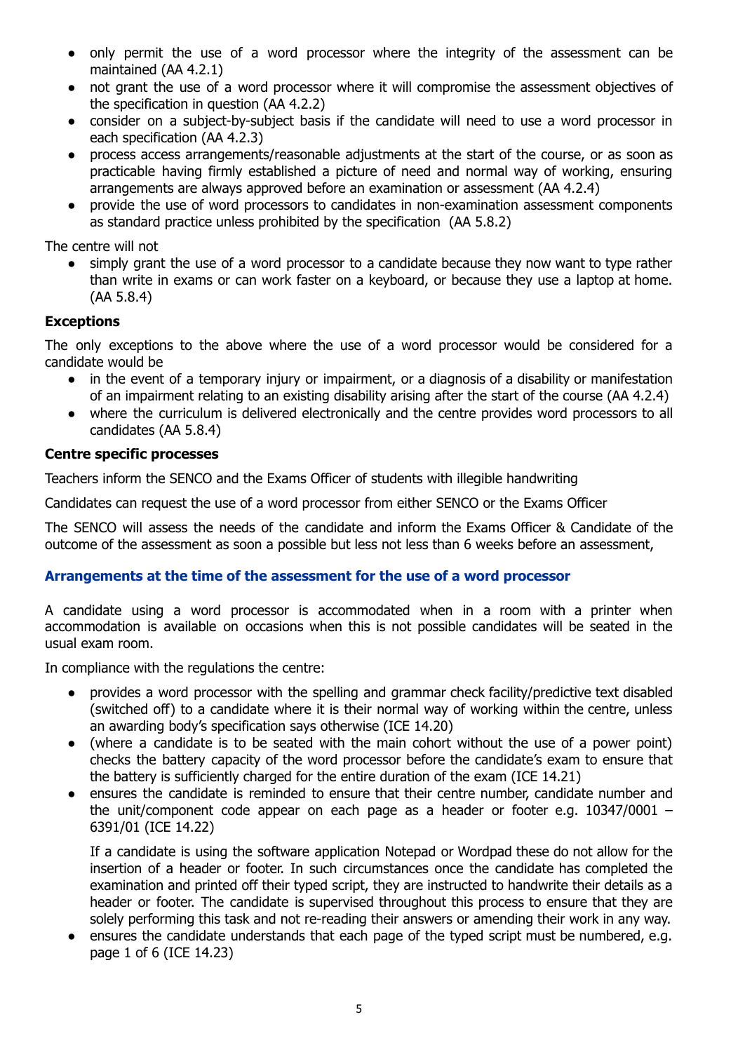- only permit the use of a word processor where the integrity of the assessment can be maintained (AA 4.2.1)
- not grant the use of a word processor where it will compromise the assessment objectives of the specification in question (AA 4.2.2)
- consider on a subject-by-subject basis if the candidate will need to use a word processor in each specification (AA 4.2.3)
- process access arrangements/reasonable adjustments at the start of the course, or as soon as practicable having firmly established a picture of need and normal way of working, ensuring arrangements are always approved before an examination or assessment (AA 4.2.4)
- provide the use of word processors to candidates in non-examination assessment components as standard practice unless prohibited by the specification (AA 5.8.2)

The centre will not

- simply grant the use of a word processor to a candidate because they now want to type rather than write in exams or can work faster on a keyboard, or because they use a laptop at home. (AA 5.8.4)

**Exceptions**

The only exceptions to the above where the use of a word processor would be considered for a candidate would be

- in the event of a temporary injury or impairment, or a diagnosis of a disability or manifestation of an impairment relating to an existing disability arising after the start of the course (AA 4.2.4)
- where the curriculum is delivered electronically and the centre provides word processors to all candidates (AA 5.8.4)

**Centre specific processes**

Teachers inform the SENCO and the Exams Officer of students with illegible handwriting

Candidates can request the use of a word processor from either SENCO or the Exams Officer

The SENCO will assess the needs of the candidate and inform the Exams Officer & Candidate of the outcome of the assessment as soon a possible but less not less than 6 weeks before an assessment,

### Arrangements at the time of the assessment for the use of a word processor

A candidate using a word processor is accommodated when in a room with a printer when accommodation is available on occasions when this is not possible candidates will be seated in the usual exam room.

In compliance with the regulations the centre:

- provides a word processor with the spelling and grammar check facility/predictive text disabled (switched off) to a candidate where it is their normal way of working within the centre, unless an awarding body's specification says otherwise (ICE 14.20)
- (where a candidate is to be seated with the main cohort without the use of a power point) checks the battery capacity of the word processor before the candidate's exam to ensure that the battery is sufficiently charged for the entire duration of the exam (ICE 14.21)
- ensures the candidate is reminded to ensure that their centre number, candidate number and the unit/component code appear on each page as a header or footer e.g. 10347/0001 – 6391/01 (ICE 14.22)

  If a candidate is using the software application Notepad or Wordpad these do not allow for the insertion of a header or footer. In such circumstances once the candidate has completed the examination and printed off their typed script, they are instructed to handwrite their details as a header or footer. The candidate is supervised throughout this process to ensure that they are solely performing this task and not re-reading their answers or amending their work in any way.
- ensures the candidate understands that each page of the typed script must be numbered, e.g. page 1 of 6 (ICE 14.23)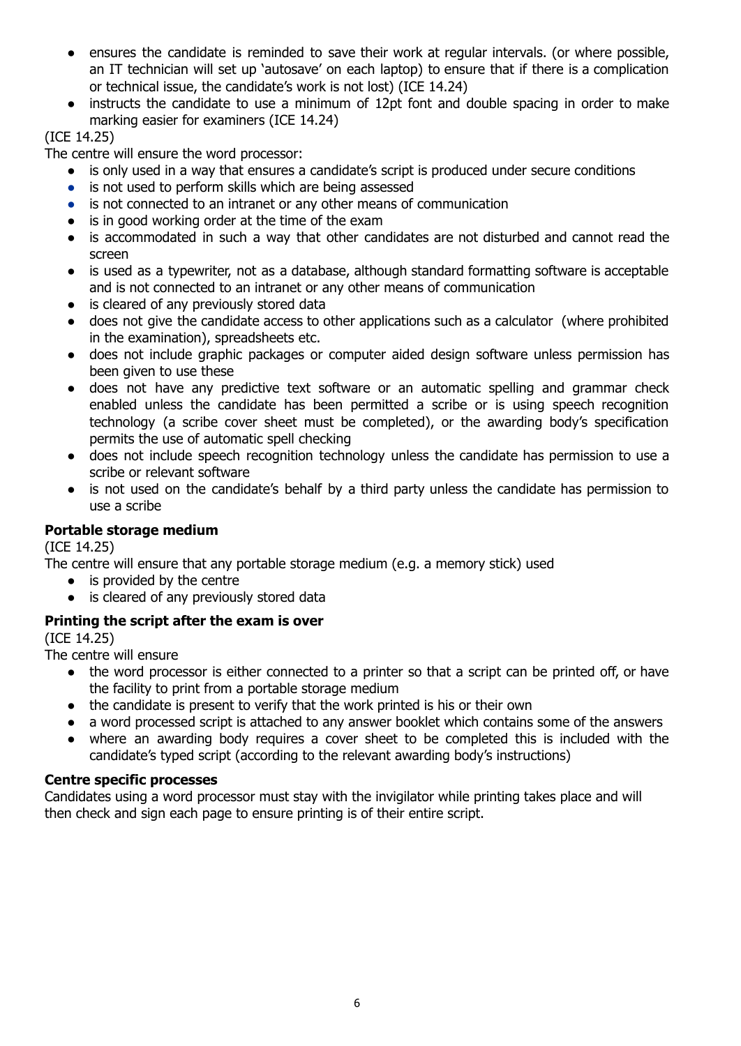- ensures the candidate is reminded to save their work at regular intervals. (or where possible, an IT technician will set up 'autosave' on each laptop) to ensure that if there is a complication or technical issue, the candidate's work is not lost) (ICE 14.24)
- instructs the candidate to use a minimum of 12pt font and double spacing in order to make marking easier for examiners (ICE 14.24)

(ICE 14.25)

The centre will ensure the word processor:

- is only used in a way that ensures a candidate's script is produced under secure conditions
- is not used to perform skills which are being assessed
- is not connected to an intranet or any other means of communication
- is in good working order at the time of the exam
- is accommodated in such a way that other candidates are not disturbed and cannot read the screen
- is used as a typewriter, not as a database, although standard formatting software is acceptable and is not connected to an intranet or any other means of communication
- is cleared of any previously stored data
- does not give the candidate access to other applications such as a calculator (where prohibited in the examination), spreadsheets etc.
- does not include graphic packages or computer aided design software unless permission has been given to use these
- does not have any predictive text software or an automatic spelling and grammar check enabled unless the candidate has been permitted a scribe or is using speech recognition technology (a scribe cover sheet must be completed), or the awarding body's specification permits the use of automatic spell checking
- does not include speech recognition technology unless the candidate has permission to use a scribe or relevant software
- is not used on the candidate's behalf by a third party unless the candidate has permission to use a scribe

**Portable storage medium**

(ICE 14.25)

The centre will ensure that any portable storage medium (e.g. a memory stick) used

- is provided by the centre
- is cleared of any previously stored data

**Printing the script after the exam is over**

(ICE 14.25)

The centre will ensure

- the word processor is either connected to a printer so that a script can be printed off, or have the facility to print from a portable storage medium
- the candidate is present to verify that the work printed is his or their own
- a word processed script is attached to any answer booklet which contains some of the answers
- where an awarding body requires a cover sheet to be completed this is included with the candidate's typed script (according to the relevant awarding body's instructions)

**Centre specific processes**

Candidates using a word processor must stay with the invigilator while printing takes place and will then check and sign each page to ensure printing is of their entire script.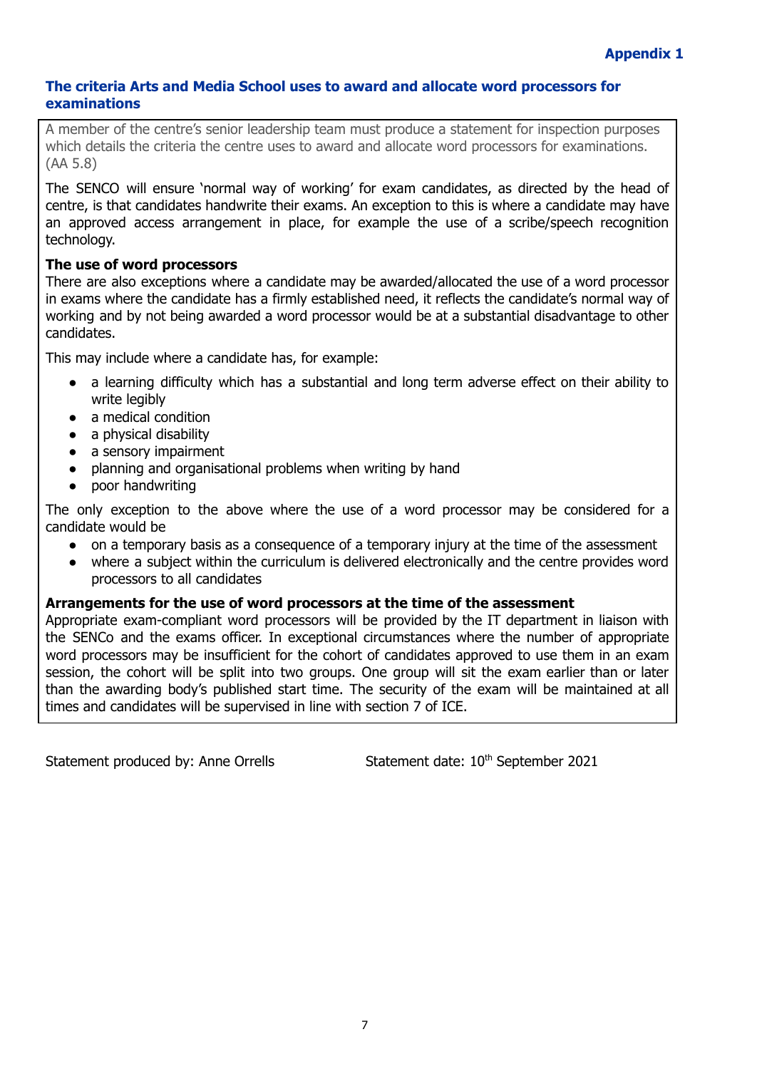**Appendix 1**

## The criteria Arts and Media School uses to award and allocate word processors for examinations

A member of the centre's senior leadership team must produce a statement for inspection purposes which details the criteria the centre uses to award and allocate word processors for examinations. (AA 5.8)

The SENCO will ensure 'normal way of working' for exam candidates, as directed by the head of centre, is that candidates handwrite their exams. An exception to this is where a candidate may have an approved access arrangement in place, for example the use of a scribe/speech recognition technology.

**The use of word processors**
There are also exceptions where a candidate may be awarded/allocated the use of a word processor in exams where the candidate has a firmly established need, it reflects the candidate's normal way of working and by not being awarded a word processor would be at a substantial disadvantage to other candidates.

This may include where a candidate has, for example:

- a learning difficulty which has a substantial and long term adverse effect on their ability to write legibly
- a medical condition
- a physical disability
- a sensory impairment
- planning and organisational problems when writing by hand
- poor handwriting

The only exception to the above where the use of a word processor may be considered for a candidate would be

- on a temporary basis as a consequence of a temporary injury at the time of the assessment
- where a subject within the curriculum is delivered electronically and the centre provides word processors to all candidates

**Arrangements for the use of word processors at the time of the assessment**
Appropriate exam-compliant word processors will be provided by the IT department in liaison with the SENCo and the exams officer. In exceptional circumstances where the number of appropriate word processors may be insufficient for the cohort of candidates approved to use them in an exam session, the cohort will be split into two groups. One group will sit the exam earlier than or later than the awarding body's published start time. The security of the exam will be maintained at all times and candidates will be supervised in line with section 7 of ICE.

Statement produced by: Anne Orrells

Statement date: 10th September 2021